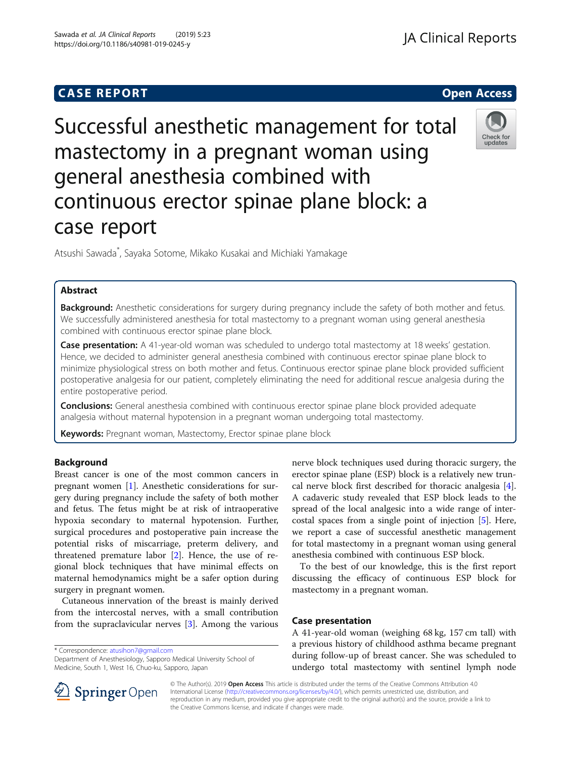CASE REPORT

Open Access

# Successful anesthetic management for total mastectomy in a pregnant woman using general anesthesia combined with continuous erector spinae plane block: a case report

Atsushi Sawada*, Sayaka Sotome, Mikako Kusakai and Michiaki Yamakage

## Abstract

**Background:** Anesthetic considerations for surgery during pregnancy include the safety of both mother and fetus. We successfully administered anesthesia for total mastectomy to a pregnant woman using general anesthesia combined with continuous erector spinae plane block.

**Case presentation:** A 41-year-old woman was scheduled to undergo total mastectomy at 18 weeks' gestation. Hence, we decided to administer general anesthesia combined with continuous erector spinae plane block to minimize physiological stress on both mother and fetus. Continuous erector spinae plane block provided sufficient postoperative analgesia for our patient, completely eliminating the need for additional rescue analgesia during the entire postoperative period.

**Conclusions:** General anesthesia combined with continuous erector spinae plane block provided adequate analgesia without maternal hypotension in a pregnant woman undergoing total mastectomy.

**Keywords:** Pregnant woman, Mastectomy, Erector spinae plane block

## Background

Breast cancer is one of the most common cancers in pregnant women [1]. Anesthetic considerations for surgery during pregnancy include the safety of both mother and fetus. The fetus might be at risk of intraoperative hypoxia secondary to maternal hypotension. Further, surgical procedures and postoperative pain increase the potential risks of miscarriage, preterm delivery, and threatened premature labor [2]. Hence, the use of regional block techniques that have minimal effects on maternal hemodynamics might be a safer option during surgery in pregnant women.

Cutaneous innervation of the breast is mainly derived from the intercostal nerves, with a small contribution from the supraclavicular nerves [3]. Among the various nerve block techniques used during thoracic surgery, the erector spinae plane (ESP) block is a relatively new truncal nerve block first described for thoracic analgesia [4]. A cadaveric study revealed that ESP block leads to the spread of the local analgesic into a wide range of intercostal spaces from a single point of injection [5]. Here, we report a case of successful anesthetic management for total mastectomy in a pregnant woman using general anesthesia combined with continuous ESP block.

To the best of our knowledge, this is the first report discussing the efficacy of continuous ESP block for mastectomy in a pregnant woman.

## Case presentation

A 41-year-old woman (weighing 68 kg, 157 cm tall) with a previous history of childhood asthma became pregnant during follow-up of breast cancer. She was scheduled to undergo total mastectomy with sentinel lymph node

* Correspondence: atusihon7@gmail.com
Department of Anesthesiology, Sapporo Medical University School of Medicine, South 1, West 16, Chuo-ku, Sapporo, Japan

© The Author(s). 2019 **Open Access** This article is distributed under the terms of the Creative Commons Attribution 4.0 International License (http://creativecommons.org/licenses/by/4.0/), which permits unrestricted use, distribution, and reproduction in any medium, provided you give appropriate credit to the original author(s) and the source, provide a link to the Creative Commons license, and indicate if changes were made.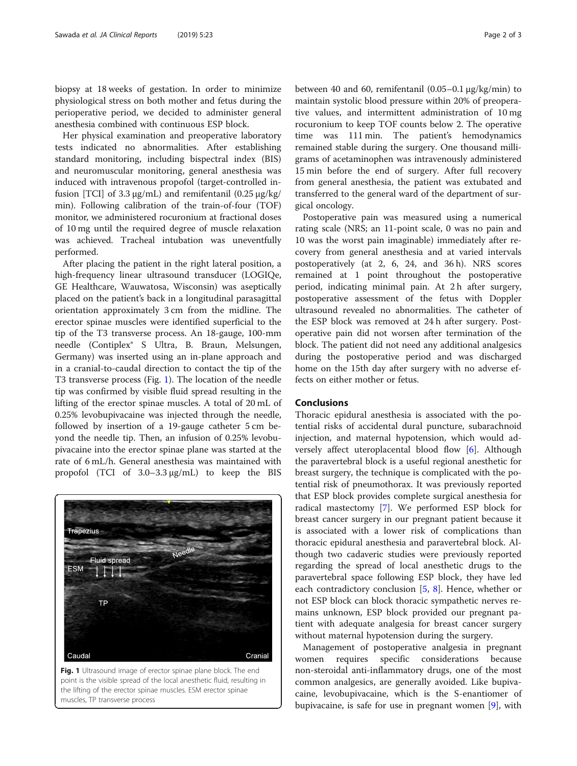biopsy at 18 weeks of gestation. In order to minimize physiological stress on both mother and fetus during the perioperative period, we decided to administer general anesthesia combined with continuous ESP block.

Her physical examination and preoperative laboratory tests indicated no abnormalities. After establishing standard monitoring, including bispectral index (BIS) and neuromuscular monitoring, general anesthesia was induced with intravenous propofol (target-controlled infusion [TCI] of 3.3 μg/mL) and remifentanil (0.25 μg/kg/min). Following calibration of the train-of-four (TOF) monitor, we administered rocuronium at fractional doses of 10 mg until the required degree of muscle relaxation was achieved. Tracheal intubation was uneventfully performed.

After placing the patient in the right lateral position, a high-frequency linear ultrasound transducer (LOGIQe, GE Healthcare, Wauwatosa, Wisconsin) was aseptically placed on the patient's back in a longitudinal parasagittal orientation approximately 3 cm from the midline. The erector spinae muscles were identified superficial to the tip of the T3 transverse process. An 18-gauge, 100-mm needle (Contiplex® S Ultra, B. Braun, Melsungen, Germany) was inserted using an in-plane approach and in a cranial-to-caudal direction to contact the tip of the T3 transverse process (Fig. 1). The location of the needle tip was confirmed by visible fluid spread resulting in the lifting of the erector spinae muscles. A total of 20 mL of 0.25% levobupivacaine was injected through the needle, followed by insertion of a 19-gauge catheter 5 cm beyond the needle tip. Then, an infusion of 0.25% levobupivacaine into the erector spinae plane was started at the rate of 6 mL/h. General anesthesia was maintained with propofol (TCI of 3.0–3.3 μg/mL) to keep the BIS between 40 and 60, remifentanil (0.05–0.1 μg/kg/min) to maintain systolic blood pressure within 20% of preoperative values, and intermittent administration of 10 mg rocuronium to keep TOF counts below 2. The operative time was 111 min. The patient's hemodynamics remained stable during the surgery. One thousand milligrams of acetaminophen was intravenously administered 15 min before the end of surgery. After full recovery from general anesthesia, the patient was extubated and transferred to the general ward of the department of surgical oncology.

**Fig. 1** Ultrasound image of erector spinae plane block. The end point is the visible spread of the local anesthetic fluid, resulting in the lifting of the erector spinae muscles. ESM erector spinae muscles, TP transverse process

Postoperative pain was measured using a numerical rating scale (NRS; an 11-point scale, 0 was no pain and 10 was the worst pain imaginable) immediately after recovery from general anesthesia and at varied intervals postoperatively (at 2, 6, 24, and 36 h). NRS scores remained at 1 point throughout the postoperative period, indicating minimal pain. At 2 h after surgery, postoperative assessment of the fetus with Doppler ultrasound revealed no abnormalities. The catheter of the ESP block was removed at 24 h after surgery. Postoperative pain did not worsen after termination of the block. The patient did not need any additional analgesics during the postoperative period and was discharged home on the 15th day after surgery with no adverse effects on either mother or fetus.

## Conclusions

Thoracic epidural anesthesia is associated with the potential risks of accidental dural puncture, subarachnoid injection, and maternal hypotension, which would adversely affect uteroplacental blood flow [6]. Although the paravertebral block is a useful regional anesthetic for breast surgery, the technique is complicated with the potential risk of pneumothorax. It was previously reported that ESP block provides complete surgical anesthesia for radical mastectomy [7]. We performed ESP block for breast cancer surgery in our pregnant patient because it is associated with a lower risk of complications than thoracic epidural anesthesia and paravertebral block. Although two cadaveric studies were previously reported regarding the spread of local anesthetic drugs to the paravertebral space following ESP block, they have led each contradictory conclusion [5, 8]. Hence, whether or not ESP block can block thoracic sympathetic nerves remains unknown, ESP block provided our pregnant patient with adequate analgesia for breast cancer surgery without maternal hypotension during the surgery.

Management of postoperative analgesia in pregnant women requires specific considerations because non-steroidal anti-inflammatory drugs, one of the most common analgesics, are generally avoided. Like bupivacaine, levobupivacaine, which is the S-enantiomer of bupivacaine, is safe for use in pregnant women [9], with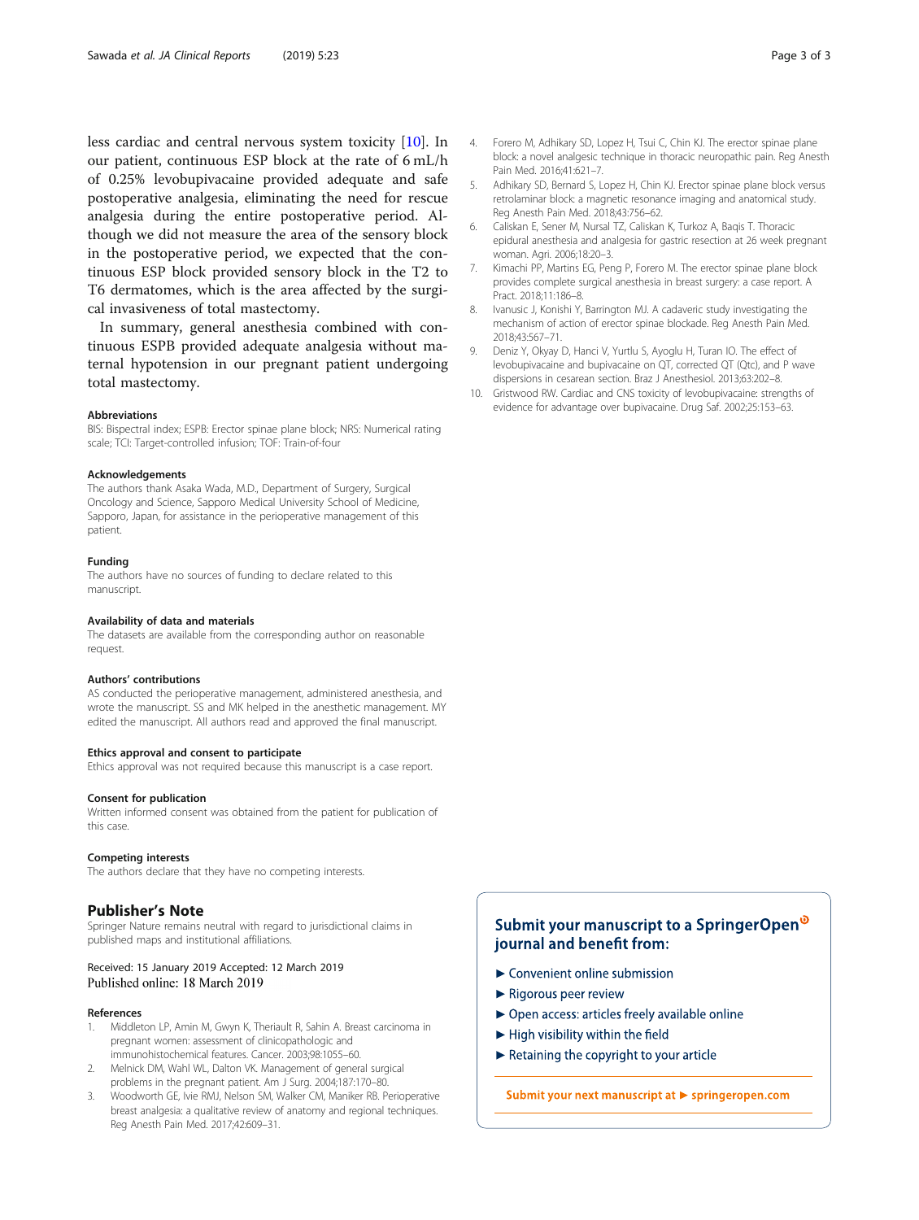less cardiac and central nervous system toxicity [10]. In our patient, continuous ESP block at the rate of 6 mL/h of 0.25% levobupivacaine provided adequate and safe postoperative analgesia, eliminating the need for rescue analgesia during the entire postoperative period. Although we did not measure the area of the sensory block in the postoperative period, we expected that the continuous ESP block provided sensory block in the T2 to T6 dermatomes, which is the area affected by the surgical invasiveness of total mastectomy.

In summary, general anesthesia combined with continuous ESPB provided adequate analgesia without maternal hypotension in our pregnant patient undergoing total mastectomy.

#### Abbreviations

BIS: Bispectral index; ESPB: Erector spinae plane block; NRS: Numerical rating scale; TCI: Target-controlled infusion; TOF: Train-of-four

#### Acknowledgements

The authors thank Asaka Wada, M.D., Department of Surgery, Surgical Oncology and Science, Sapporo Medical University School of Medicine, Sapporo, Japan, for assistance in the perioperative management of this patient.

#### Funding

The authors have no sources of funding to declare related to this manuscript.

#### Availability of data and materials

The datasets are available from the corresponding author on reasonable request.

#### Authors' contributions

AS conducted the perioperative management, administered anesthesia, and wrote the manuscript. SS and MK helped in the anesthetic management. MY edited the manuscript. All authors read and approved the final manuscript.

#### Ethics approval and consent to participate

Ethics approval was not required because this manuscript is a case report.

#### Consent for publication

Written informed consent was obtained from the patient for publication of this case.

#### Competing interests

The authors declare that they have no competing interests.

## Publisher's Note

Springer Nature remains neutral with regard to jurisdictional claims in published maps and institutional affiliations.

Received: 15 January 2019 Accepted: 12 March 2019
Published online: 18 March 2019

#### References

1. Middleton LP, Amin M, Gwyn K, Theriault R, Sahin A. Breast carcinoma in pregnant women: assessment of clinicopathologic and immunohistochemical features. Cancer. 2003;98:1055–60.
2. Melnick DM, Wahl WL, Dalton VK. Management of general surgical problems in the pregnant patient. Am J Surg. 2004;187:170–80.
3. Woodworth GE, Ivie RMJ, Nelson SM, Walker CM, Maniker RB. Perioperative breast analgesia: a qualitative review of anatomy and regional techniques. Reg Anesth Pain Med. 2017;42:609–31.
4. Forero M, Adhikary SD, Lopez H, Tsui C, Chin KJ. The erector spinae plane block: a novel analgesic technique in thoracic neuropathic pain. Reg Anesth Pain Med. 2016;41:621–7.
5. Adhikary SD, Bernard S, Lopez H, Chin KJ. Erector spinae plane block versus retrolaminar block: a magnetic resonance imaging and anatomical study. Reg Anesth Pain Med. 2018;43:756–62.
6. Caliskan E, Sener M, Nursal TZ, Caliskan K, Turkoz A, Baqis T. Thoracic epidural anesthesia and analgesia for gastric resection at 26 week pregnant woman. Agri. 2006;18:20–3.
7. Kimachi PP, Martins EG, Peng P, Forero M. The erector spinae plane block provides complete surgical anesthesia in breast surgery: a case report. A Pract. 2018;11:186–8.
8. Ivanusic J, Konishi Y, Barrington MJ. A cadaveric study investigating the mechanism of action of erector spinae blockade. Reg Anesth Pain Med. 2018;43:567–71.
9. Deniz Y, Okyay D, Hanci V, Yurtlu S, Ayoglu H, Turan IO. The effect of levobupivacaine and bupivacaine on QT, corrected QT (Qtc), and P wave dispersions in cesarean section. Braz J Anesthesiol. 2013;63:202–8.
10. Gristwood RW. Cardiac and CNS toxicity of levobupivacaine: strengths of evidence for advantage over bupivacaine. Drug Saf. 2002;25:153–63.